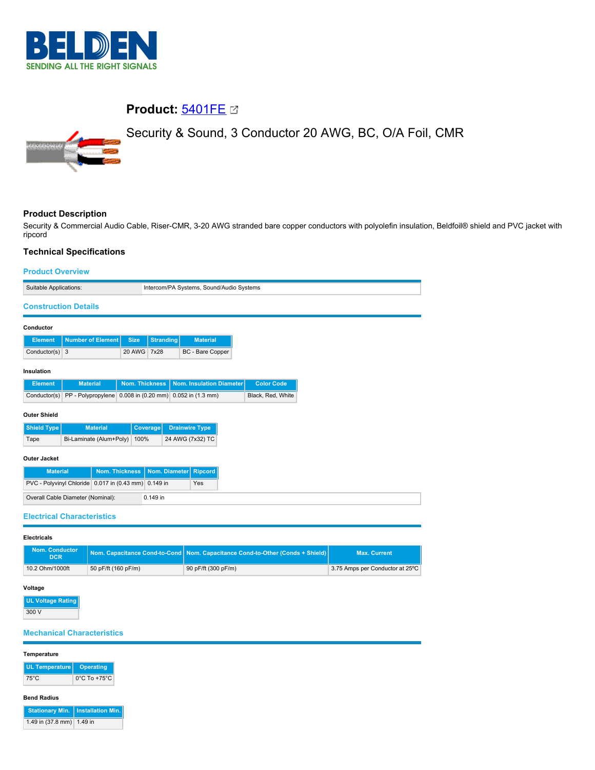BELDEN
SENDING ALL THE RIGHT SIGNALS

# Product: 5401FE

Security & Sound, 3 Conductor 20 AWG, BC, O/A Foil, CMR

## Product Description

Security & Commercial Audio Cable, Riser-CMR, 3-20 AWG stranded bare copper conductors with polyolefin insulation, Beldfoil® shield and PVC jacket with ripcord

## Technical Specifications

### Product Overview

| Suitable Applications: | Intercom/PA Systems, Sound/Audio Systems |
|---|---|

### Construction Details

**Conductor**

| Element | Number of Element | Size | Stranding | Material |
|---|---|---|---|---|
| Conductor(s) | 3 | 20 AWG | 7x28 | BC - Bare Copper |

**Insulation**

| Element | Material | Nom. Thickness | Nom. Insulation Diameter | Color Code |
|---|---|---|---|---|
| Conductor(s) | PP - Polypropylene | 0.008 in (0.20 mm) | 0.052 in (1.3 mm) | Black, Red, White |

**Outer Shield**

| Shield Type | Material | Coverage | Drainwire Type |
|---|---|---|---|
| Tape | Bi-Laminate (Alum+Poly) | 100% | 24 AWG (7x32) TC |

**Outer Jacket**

| Material | Nom. Thickness | Nom. Diameter | Ripcord |
|---|---|---|---|
| PVC - Polyvinyl Chloride | 0.017 in (0.43 mm) | 0.149 in | Yes |

| Overall Cable Diameter (Nominal): | 0.149 in |
|---|---|

### Electrical Characteristics

**Electricals**

| Nom. Conductor DCR | Nom. Capacitance Cond-to-Cond | Nom. Capacitance Cond-to-Other (Conds + Shield) | Max. Current |
|---|---|---|---|
| 10.2 Ohm/1000ft | 50 pF/ft (160 pF/m) | 90 pF/ft (300 pF/m) | 3.75 Amps per Conductor at 25ºC |

**Voltage**

| UL Voltage Rating |
|---|
| 300 V |

### Mechanical Characteristics

**Temperature**

| UL Temperature | Operating |
|---|---|
| 75°C | 0°C To +75°C |

**Bend Radius**

| Stationary Min. | Installation Min. |
|---|---|
| 1.49 in (37.8 mm) | 1.49 in |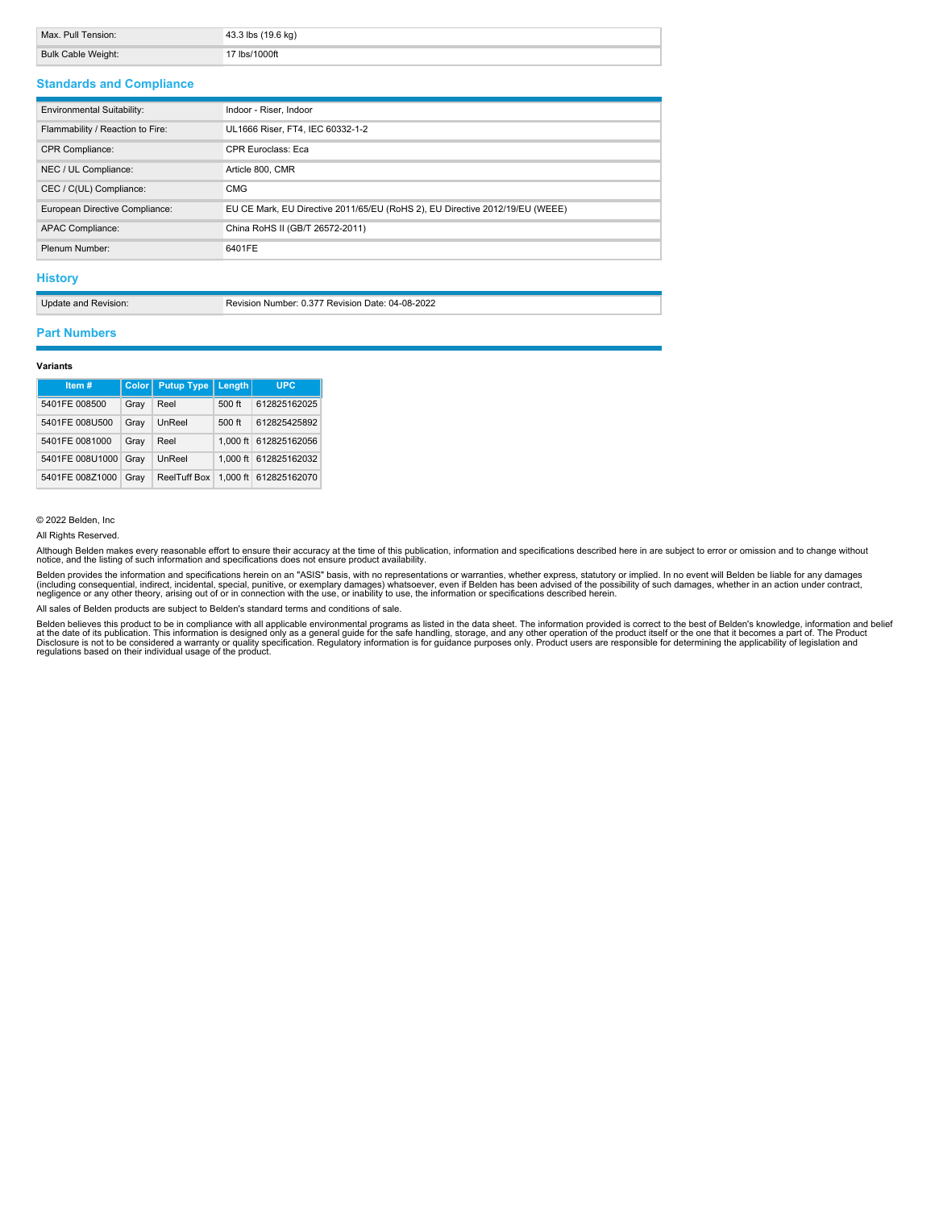| | |
|---|---|
| Max. Pull Tension: | 43.3 lbs (19.6 kg) |
| Bulk Cable Weight: | 17 lbs/1000ft |

## Standards and Compliance

| | |
|---|---|
| Environmental Suitability: | Indoor - Riser, Indoor |
| Flammability / Reaction to Fire: | UL1666 Riser, FT4, IEC 60332-1-2 |
| CPR Compliance: | CPR Euroclass: Eca |
| NEC / UL Compliance: | Article 800, CMR |
| CEC / C(UL) Compliance: | CMG |
| European Directive Compliance: | EU CE Mark, EU Directive 2011/65/EU (RoHS 2), EU Directive 2012/19/EU (WEEE) |
| APAC Compliance: | China RoHS II (GB/T 26572-2011) |
| Plenum Number: | 6401FE |

## History

| | |
|---|---|
| Update and Revision: | Revision Number: 0.377 Revision Date: 04-08-2022 |

## Part Numbers

**Variants**

| Item # | Color | Putup Type | Length | UPC |
|---|---|---|---|---|
| 5401FE 008500 | Gray | Reel | 500 ft | 612825162025 |
| 5401FE 008U500 | Gray | UnReel | 500 ft | 612825425892 |
| 5401FE 0081000 | Gray | Reel | 1,000 ft | 612825162056 |
| 5401FE 008U1000 | Gray | UnReel | 1,000 ft | 612825162032 |
| 5401FE 008Z1000 | Gray | ReelTuff Box | 1,000 ft | 612825162070 |

© 2022 Belden, Inc

All Rights Reserved.

Although Belden makes every reasonable effort to ensure their accuracy at the time of this publication, information and specifications described here in are subject to error or omission and to change without notice, and the listing of such information and specifications does not ensure product availability.

Belden provides the information and specifications herein on an "ASIS" basis, with no representations or warranties, whether express, statutory or implied. In no event will Belden be liable for any damages (including consequential, indirect, incidental, special, punitive, or exemplary damages) whatsoever, even if Belden has been advised of the possibility of such damages, whether in an action under contract, negligence or any other theory, arising out of or in connection with the use, or inability to use, the information or specifications described herein.

All sales of Belden products are subject to Belden's standard terms and conditions of sale.

Belden believes this product to be in compliance with all applicable environmental programs as listed in the data sheet. The information provided is correct to the best of Belden's knowledge, information and belief at the date of its publication. This information is designed only as a general guide for the safe handling, storage, and any other operation of the product itself or the one that it becomes a part of. The Product Disclosure is not to be considered a warranty or quality specification. Regulatory information is for guidance purposes only. Product users are responsible for determining the applicability of legislation and regulations based on their individual usage of the product.